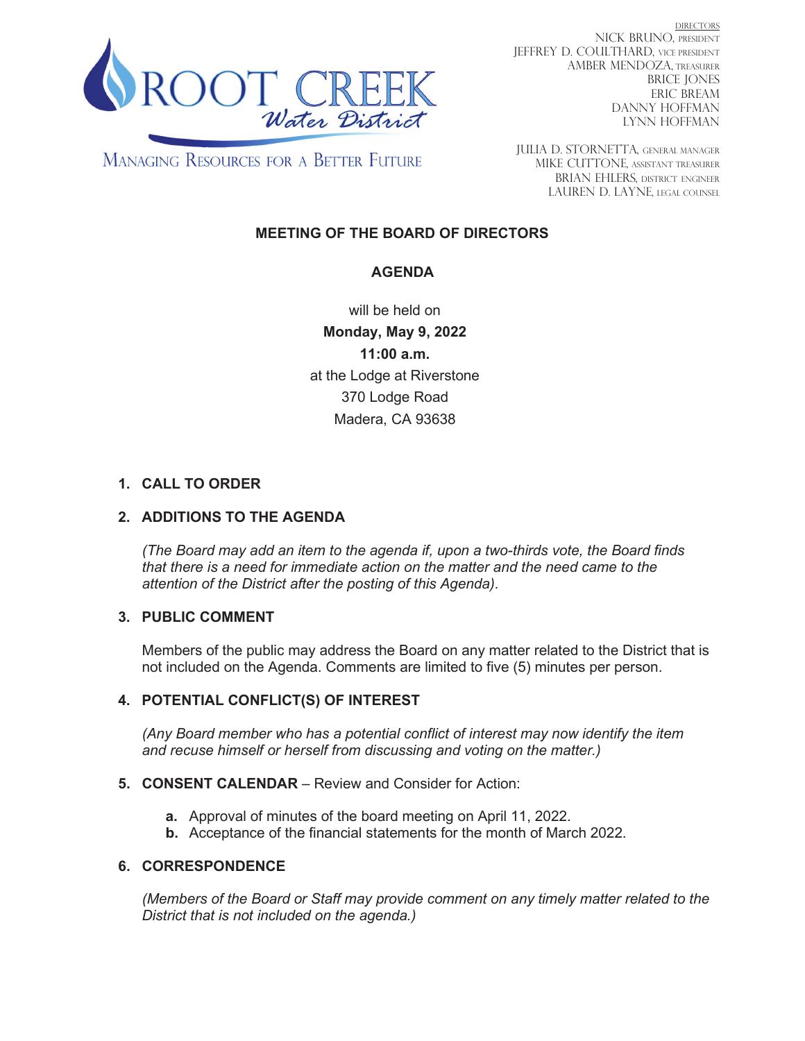ROOT CREEK Water District

MANAGING RESOURCES FOR A BETTER FUTURE

DIRECTORS
NICK BRUNO, PRESIDENT
JEFFREY D. COULTHARD, VICE PRESIDENT
AMBER MENDOZA, TREASURER
BRICE JONES
ERIC BREAM
DANNY HOFFMAN
LYNN HOFFMAN

JULIA D. STORNETTA, GENERAL MANAGER
MIKE CUTTONE, ASSISTANT TREASURER
BRIAN EHLERS, DISTRICT ENGINEER
LAUREN D. LAYNE, LEGAL COUNSEL

**MEETING OF THE BOARD OF DIRECTORS**

**AGENDA**

will be held on
**Monday, May 9, 2022**
**11:00 a.m.**
at the Lodge at Riverstone
370 Lodge Road
Madera, CA 93638

1. **CALL TO ORDER**

2. **ADDITIONS TO THE AGENDA**

   *(The Board may add an item to the agenda if, upon a two-thirds vote, the Board finds that there is a need for immediate action on the matter and the need came to the attention of the District after the posting of this Agenda).*

3. **PUBLIC COMMENT**

   Members of the public may address the Board on any matter related to the District that is not included on the Agenda. Comments are limited to five (5) minutes per person.

4. **POTENTIAL CONFLICT(S) OF INTEREST**

   *(Any Board member who has a potential conflict of interest may now identify the item and recuse himself or herself from discussing and voting on the matter.)*

5. **CONSENT CALENDAR** – Review and Consider for Action:

   **a.** Approval of minutes of the board meeting on April 11, 2022.
   **b.** Acceptance of the financial statements for the month of March 2022.

6. **CORRESPONDENCE**

   *(Members of the Board or Staff may provide comment on any timely matter related to the District that is not included on the agenda.)*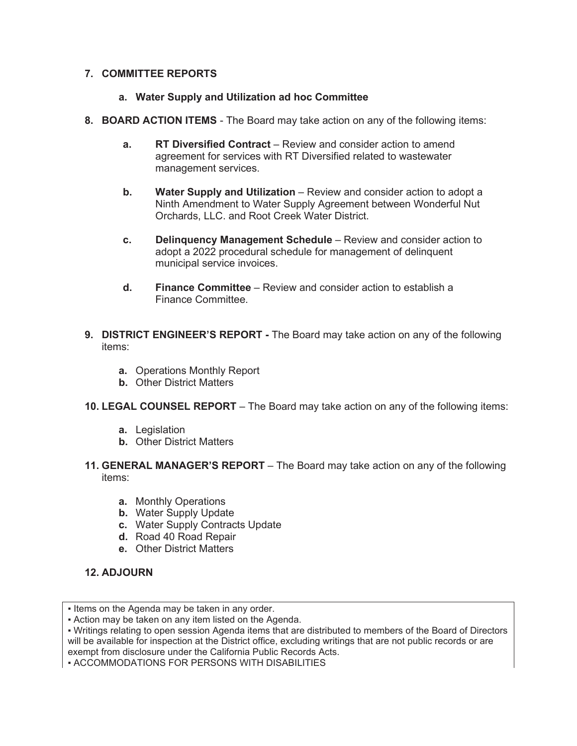7. **COMMITTEE REPORTS**

   a. **Water Supply and Utilization ad hoc Committee**

8. **BOARD ACTION ITEMS** - The Board may take action on any of the following items:

   a. **RT Diversified Contract** – Review and consider action to amend agreement for services with RT Diversified related to wastewater management services.

   b. **Water Supply and Utilization** – Review and consider action to adopt a Ninth Amendment to Water Supply Agreement between Wonderful Nut Orchards, LLC. and Root Creek Water District.

   c. **Delinquency Management Schedule** – Review and consider action to adopt a 2022 procedural schedule for management of delinquent municipal service invoices.

   d. **Finance Committee** – Review and consider action to establish a Finance Committee.

9. **DISTRICT ENGINEER'S REPORT -** The Board may take action on any of the following items:

   a. Operations Monthly Report
   b. Other District Matters

10. **LEGAL COUNSEL REPORT** – The Board may take action on any of the following items:

    a. Legislation
    b. Other District Matters

11. **GENERAL MANAGER'S REPORT** – The Board may take action on any of the following items:

    a. Monthly Operations
    b. Water Supply Update
    c. Water Supply Contracts Update
    d. Road 40 Road Repair
    e. Other District Matters

12. **ADJOURN**

- Items on the Agenda may be taken in any order.
- Action may be taken on any item listed on the Agenda.
- Writings relating to open session Agenda items that are distributed to members of the Board of Directors will be available for inspection at the District office, excluding writings that are not public records or are exempt from disclosure under the California Public Records Acts.
- ACCOMMODATIONS FOR PERSONS WITH DISABILITIES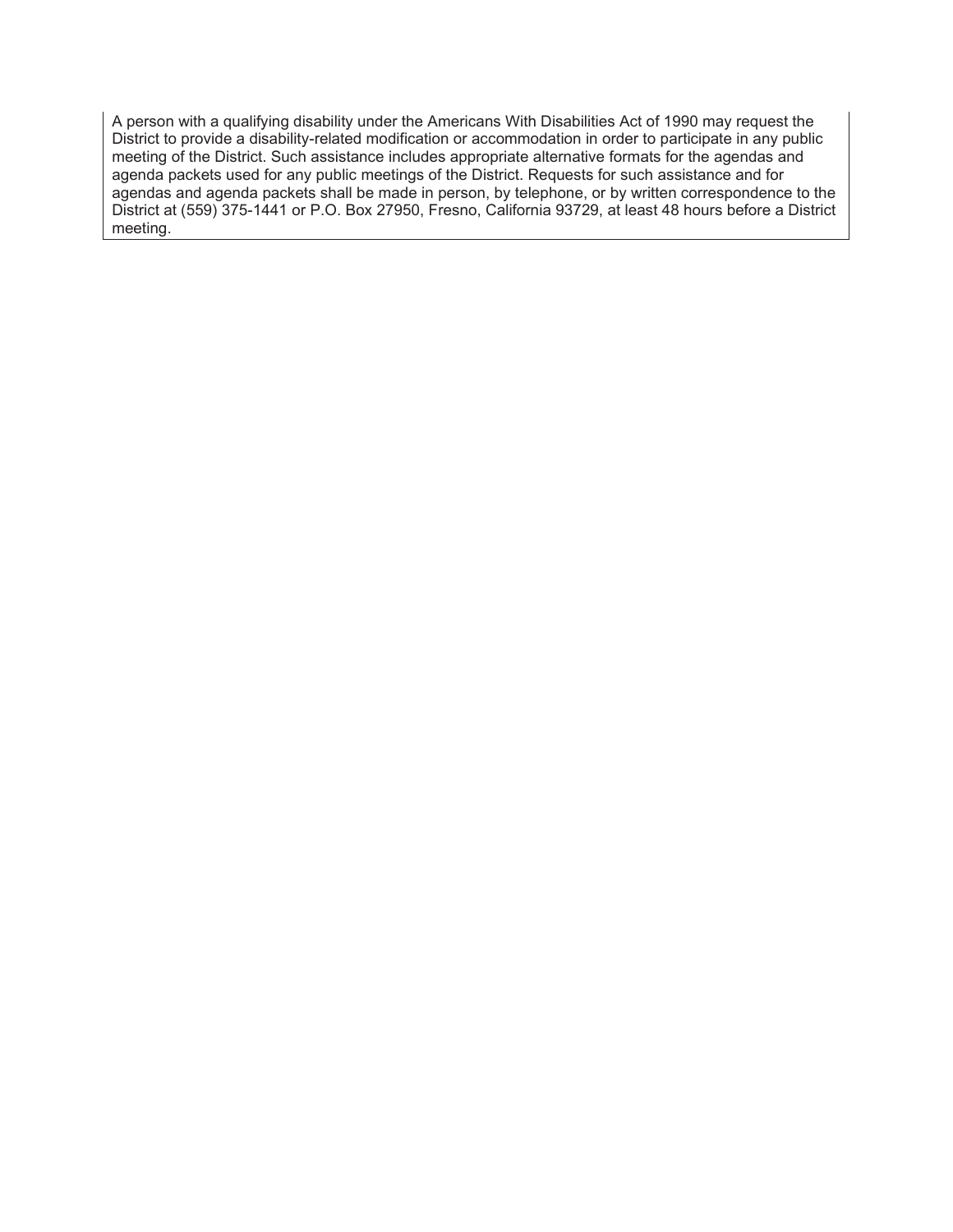A person with a qualifying disability under the Americans With Disabilities Act of 1990 may request the District to provide a disability-related modification or accommodation in order to participate in any public meeting of the District. Such assistance includes appropriate alternative formats for the agendas and agenda packets used for any public meetings of the District. Requests for such assistance and for agendas and agenda packets shall be made in person, by telephone, or by written correspondence to the District at (559) 375-1441 or P.O. Box 27950, Fresno, California 93729, at least 48 hours before a District meeting.